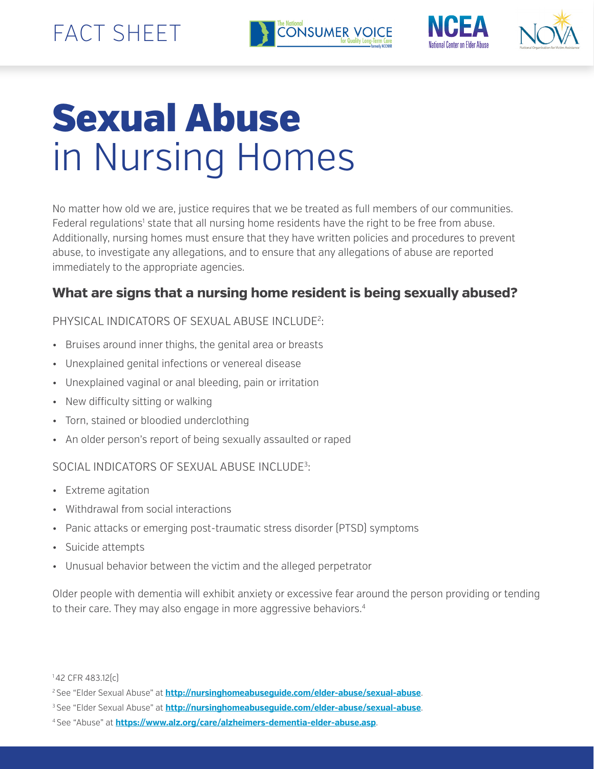FACT SHEET

# Sexual Abuse in Nursing Homes

No matter how old we are, justice requires that we be treated as full members of our communities. Federal regulations[1] state that all nursing home residents have the right to be free from abuse. Additionally, nursing homes must ensure that they have written policies and procedures to prevent abuse, to investigate any allegations, and to ensure that any allegations of abuse are reported immediately to the appropriate agencies.

## What are signs that a nursing home resident is being sexually abused?

PHYSICAL INDICATORS OF SEXUAL ABUSE INCLUDE[2]:

- Bruises around inner thighs, the genital area or breasts
- Unexplained genital infections or venereal disease
- Unexplained vaginal or anal bleeding, pain or irritation
- New difficulty sitting or walking
- Torn, stained or bloodied underclothing
- An older person's report of being sexually assaulted or raped

SOCIAL INDICATORS OF SEXUAL ABUSE INCLUDE[3]:

- Extreme agitation
- Withdrawal from social interactions
- Panic attacks or emerging post-traumatic stress disorder (PTSD) symptoms
- Suicide attempts
- Unusual behavior between the victim and the alleged perpetrator

Older people with dementia will exhibit anxiety or excessive fear around the person providing or tending to their care. They may also engage in more aggressive behaviors.[4]

[1] 42 CFR 483.12(c)

[2] See "Elder Sexual Abuse" at **http://nursinghomeabuseguide.com/elder-abuse/sexual-abuse**.

[3] See "Elder Sexual Abuse" at **http://nursinghomeabuseguide.com/elder-abuse/sexual-abuse**.

[4] See "Abuse" at **https://www.alz.org/care/alzheimers-dementia-elder-abuse.asp**.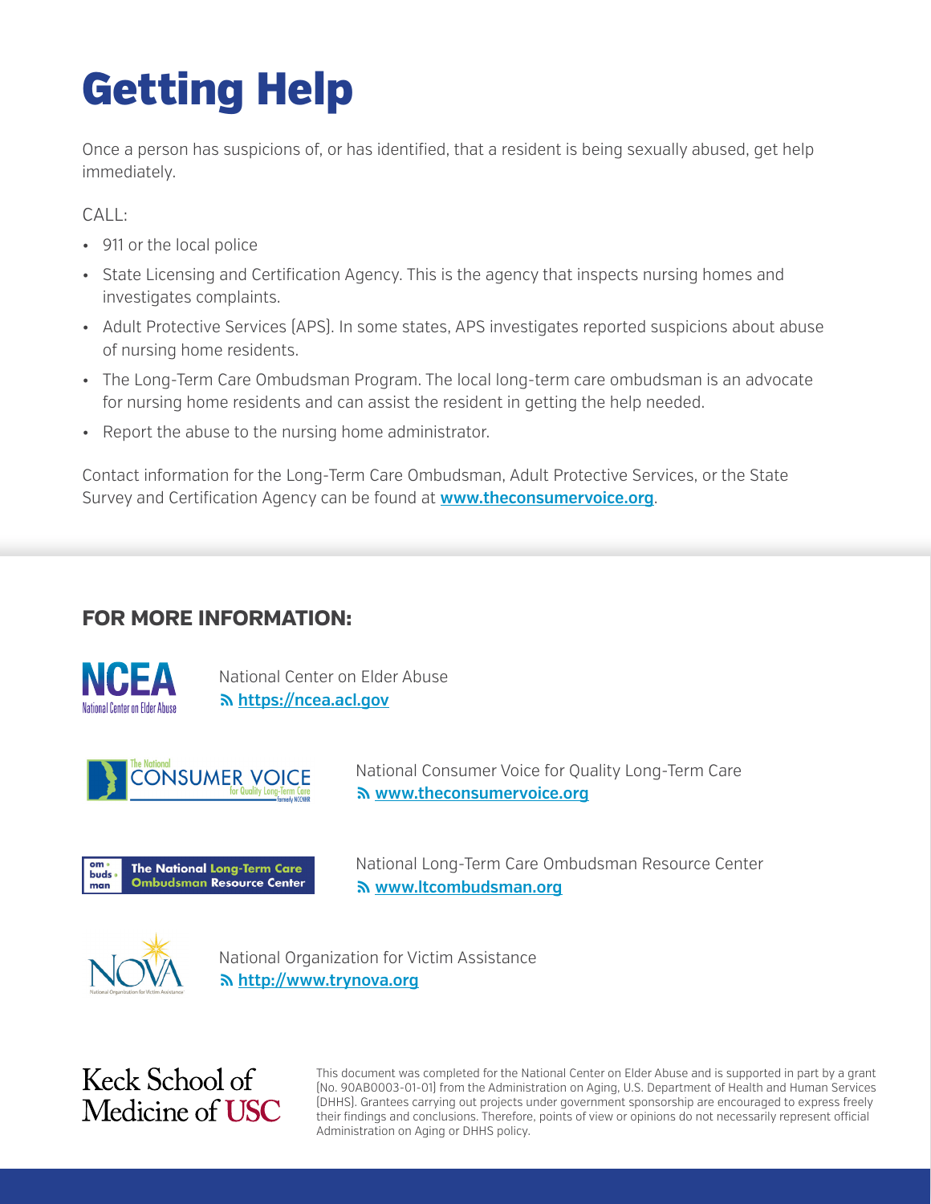# Getting Help

Once a person has suspicions of, or has identified, that a resident is being sexually abused, get help immediately.

CALL:

- 911 or the local police
- State Licensing and Certification Agency. This is the agency that inspects nursing homes and investigates complaints.
- Adult Protective Services (APS). In some states, APS investigates reported suspicions about abuse of nursing home residents.
- The Long-Term Care Ombudsman Program. The local long-term care ombudsman is an advocate for nursing home residents and can assist the resident in getting the help needed.
- Report the abuse to the nursing home administrator.

Contact information for the Long-Term Care Ombudsman, Adult Protective Services, or the State Survey and Certification Agency can be found at **www.theconsumervoice.org**.

## FOR MORE INFORMATION:

National Center on Elder Abuse
**https://ncea.acl.gov**

National Consumer Voice for Quality Long-Term Care
**www.theconsumervoice.org**

National Long-Term Care Ombudsman Resource Center
**www.ltcombudsman.org**

National Organization for Victim Assistance
**http://www.trynova.org**

Keck School of Medicine of USC

This document was completed for the National Center on Elder Abuse and is supported in part by a grant (No. 90AB0003-01-01) from the Administration on Aging, U.S. Department of Health and Human Services (DHHS). Grantees carrying out projects under government sponsorship are encouraged to express freely their findings and conclusions. Therefore, points of view or opinions do not necessarily represent official Administration on Aging or DHHS policy.